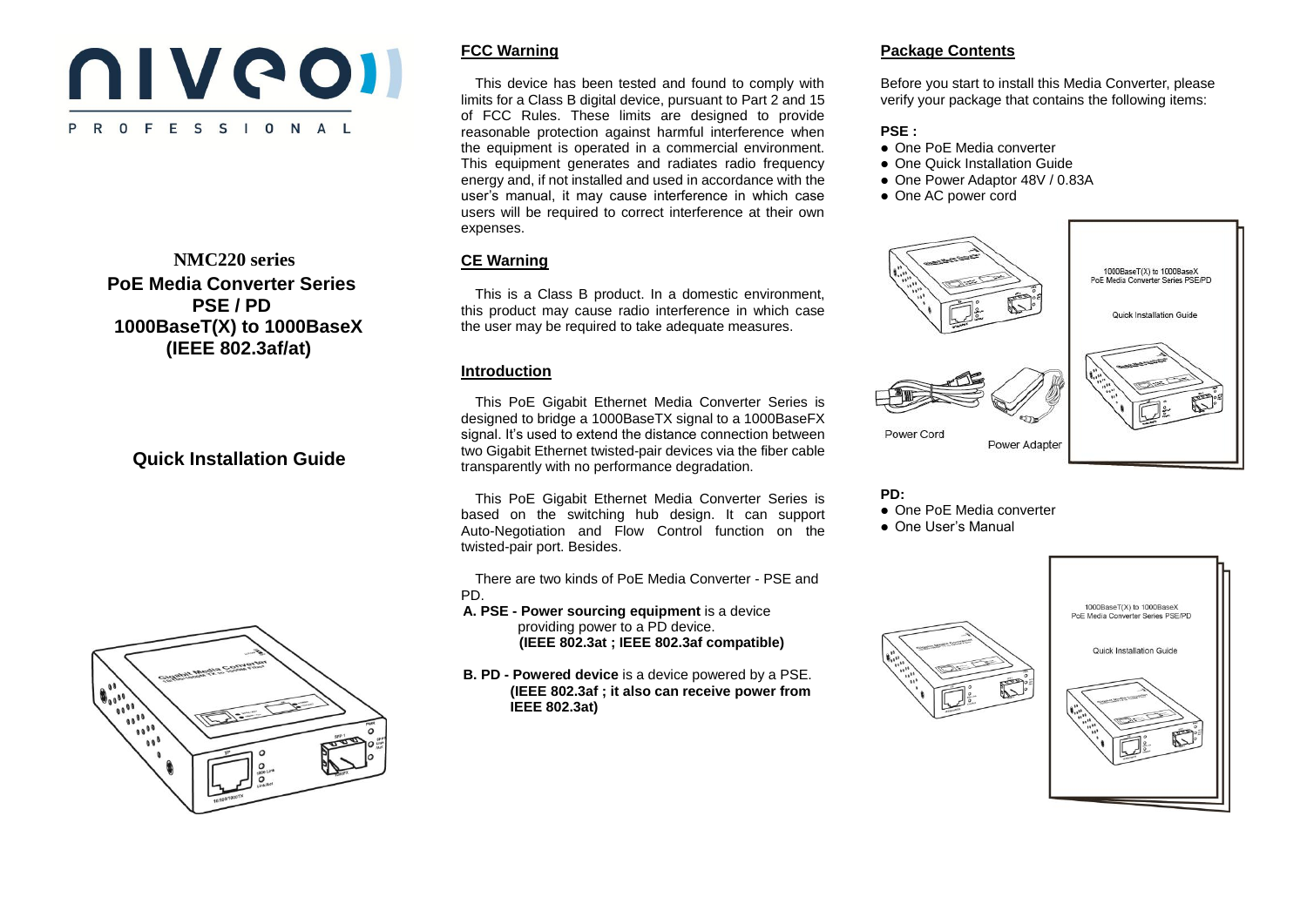niveo PROFESSIONAL

**NMC220 series**

# PoE Media Converter Series PSE / PD 1000BaseT(X) to 1000BaseX (IEEE 802.3af/at)

## Quick Installation Guide

## FCC Warning

This device has been tested and found to comply with limits for a Class B digital device, pursuant to Part 2 and 15 of FCC Rules. These limits are designed to provide reasonable protection against harmful interference when the equipment is operated in a commercial environment. This equipment generates and radiates radio frequency energy and, if not installed and used in accordance with the user's manual, it may cause interference in which case users will be required to correct interference at their own expenses.

## CE Warning

This is a Class B product. In a domestic environment, this product may cause radio interference in which case the user may be required to take adequate measures.

## Introduction

This PoE Gigabit Ethernet Media Converter Series is designed to bridge a 1000BaseTX signal to a 1000BaseFX signal. It's used to extend the distance connection between two Gigabit Ethernet twisted-pair devices via the fiber cable transparently with no performance degradation.

This PoE Gigabit Ethernet Media Converter Series is based on the switching hub design. It can support Auto-Negotiation and Flow Control function on the twisted-pair port. Besides.

There are two kinds of PoE Media Converter - PSE and PD.

**A. PSE - Power sourcing equipment** is a device providing power to a PD device. **(IEEE 802.3at ; IEEE 802.3af compatible)**

**B. PD - Powered device** is a device powered by a PSE. **(IEEE 802.3af ; it also can receive power from IEEE 802.3at)**

## Package Contents

Before you start to install this Media Converter, please verify your package that contains the following items:

**PSE :**

- One PoE Media converter
- One Quick Installation Guide
- One Power Adaptor 48V / 0.83A
- One AC power cord

Power Cord

Power Adapter

**PD:**

- One PoE Media converter
- One User's Manual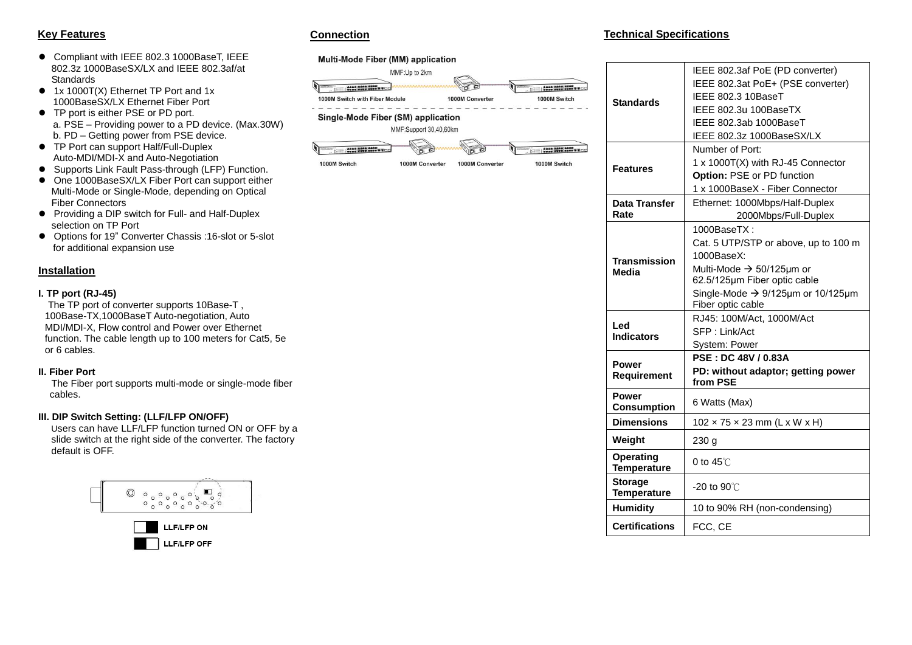## Key Features

- Compliant with IEEE 802.3 1000BaseT, IEEE 802.3z 1000BaseSX/LX and IEEE 802.3af/at Standards
- 1x 1000T(X) Ethernet TP Port and 1x 1000BaseSX/LX Ethernet Fiber Port
- TP port is either PSE or PD port.
  a. PSE – Providing power to a PD device. (Max.30W)
  b. PD – Getting power from PSE device.
- TP Port can support Half/Full-Duplex Auto-MDI/MDI-X and Auto-Negotiation
- Supports Link Fault Pass-through (LFP) Function.
- One 1000BaseSX/LX Fiber Port can support either Multi-Mode or Single-Mode, depending on Optical Fiber Connectors
- Providing a DIP switch for Full- and Half-Duplex selection on TP Port
- Options for 19" Converter Chassis :16-slot or 5-slot for additional expansion use

## Installation

**I. TP port (RJ-45)**

The TP port of converter supports 10Base-T , 100Base-TX,1000BaseT Auto-negotiation, Auto MDI/MDI-X, Flow control and Power over Ethernet function. The cable length up to 100 meters for Cat5, 5e or 6 cables.

**II. Fiber Port**

The Fiber port supports multi-mode or single-mode fiber cables.

**III. DIP Switch Setting: (LLF/LFP ON/OFF)**

Users can have LLF/LFP function turned ON or OFF by a slide switch at the right side of the converter. The factory default is OFF.

LLF/LFP ON

LLF/LFP OFF

## Connection

**Multi-Mode Fiber (MM) application**

MMF:Up to 2km

1000M Switch with Fiber Module　1000M Converter　1000M Switch

**Single-Mode Fiber (SM) application**

MMF:Support 30,40,60km

1000M Switch　1000M Converter　1000M Converter　1000M Switch

## Technical Specifications

| | |
|---|---|
| **Standards** | IEEE 802.3af PoE (PD converter)<br>IEEE 802.3at PoE+ (PSE converter)<br>IEEE 802.3 10BaseT<br>IEEE 802.3u 100BaseTX<br>IEEE 802.3ab 1000BaseT<br>IEEE 802.3z 1000BaseSX/LX |
| **Features** | Number of Port:<br>1 x 1000T(X) with RJ-45 Connector<br>**Option:** PSE or PD function<br>1 x 1000BaseX - Fiber Connector |
| **Data Transfer Rate** | Ethernet: 1000Mbps/Half-Duplex<br>2000Mbps/Full-Duplex |
| **Transmission Media** | 1000BaseTX :<br>Cat. 5 UTP/STP or above, up to 100 m<br>1000BaseX:<br>Multi-Mode → 50/125μm or 62.5/125μm Fiber optic cable<br>Single-Mode → 9/125μm or 10/125μm Fiber optic cable |
| **Led Indicators** | RJ45: 100M/Act, 1000M/Act<br>SFP : Link/Act<br>System: Power |
| **Power Requirement** | **PSE : DC 48V / 0.83A**<br>**PD: without adaptor; getting power from PSE** |
| **Power Consumption** | 6 Watts (Max) |
| **Dimensions** | 102 × 75 × 23 mm (L x W x H) |
| **Weight** | 230 g |
| **Operating Temperature** | 0 to 45℃ |
| **Storage Temperature** | -20 to 90℃ |
| **Humidity** | 10 to 90% RH (non-condensing) |
| **Certifications** | FCC, CE |